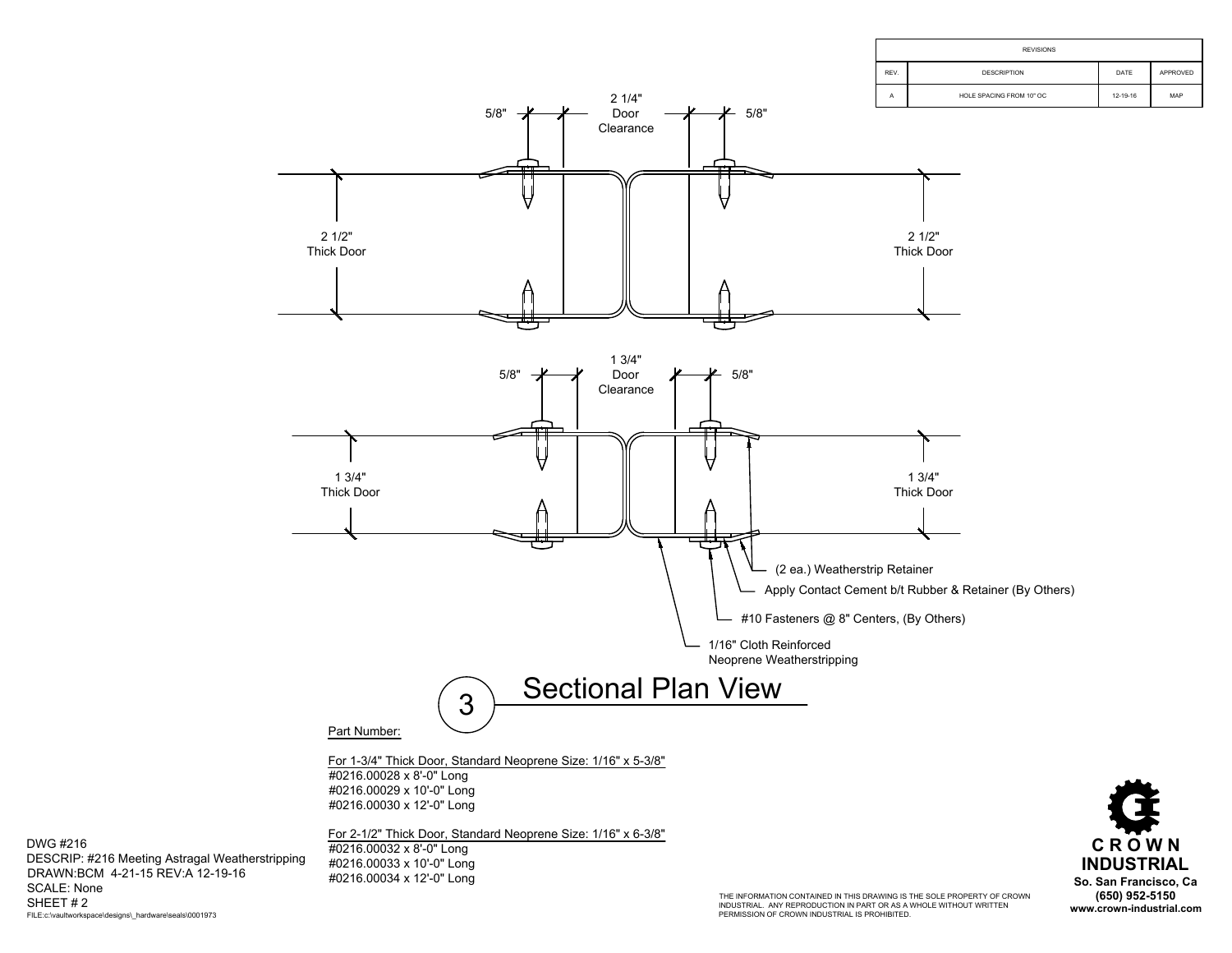| REVISIONS | | | |
|---|---|---|---|
| REV. | DESCRIPTION | DATE | APPROVED |
| A | HOLE SPACING FROM 10" OC | 12-19-16 | MAP |

5/8"

2 1/4" Door Clearance

5/8"

2 1/2" Thick Door

2 1/2" Thick Door

5/8"

1 3/4" Door Clearance

5/8"

1 3/4" Thick Door

1 3/4" Thick Door

(2 ea.) Weatherstrip Retainer

Apply Contact Cement b/t Rubber & Retainer (By Others)

#10 Fasteners @ 8" Centers, (By Others)

1/16" Cloth Reinforced Neoprene Weatherstripping

## 3 Sectional Plan View

Part Number:

For 1-3/4" Thick Door, Standard Neoprene Size: 1/16" x 5-3/8"
#0216.00028 x 8'-0" Long
#0216.00029 x 10'-0" Long
#0216.00030 x 12'-0" Long

For 2-1/2" Thick Door, Standard Neoprene Size: 1/16" x 6-3/8"
#0216.00032 x 8'-0" Long
#0216.00033 x 10'-0" Long
#0216.00034 x 12'-0" Long

DWG #216
DESCRIP: #216 Meeting Astragal Weatherstripping
DRAWN:BCM 4-21-15 REV:A 12-19-16
SCALE: None
SHEET # 2
FILE:c:\vaultworkspace\designs\_hardware\seals\0001973

THE INFORMATION CONTAINED IN THIS DRAWING IS THE SOLE PROPERTY OF CROWN INDUSTRIAL. ANY REPRODUCTION IN PART OR AS A WHOLE WITHOUT WRITTEN PERMISSION OF CROWN INDUSTRIAL IS PROHIBITED.

**CROWN INDUSTRIAL**
**So. San Francisco, Ca**
**(650) 952-5150**
**www.crown-industrial.com**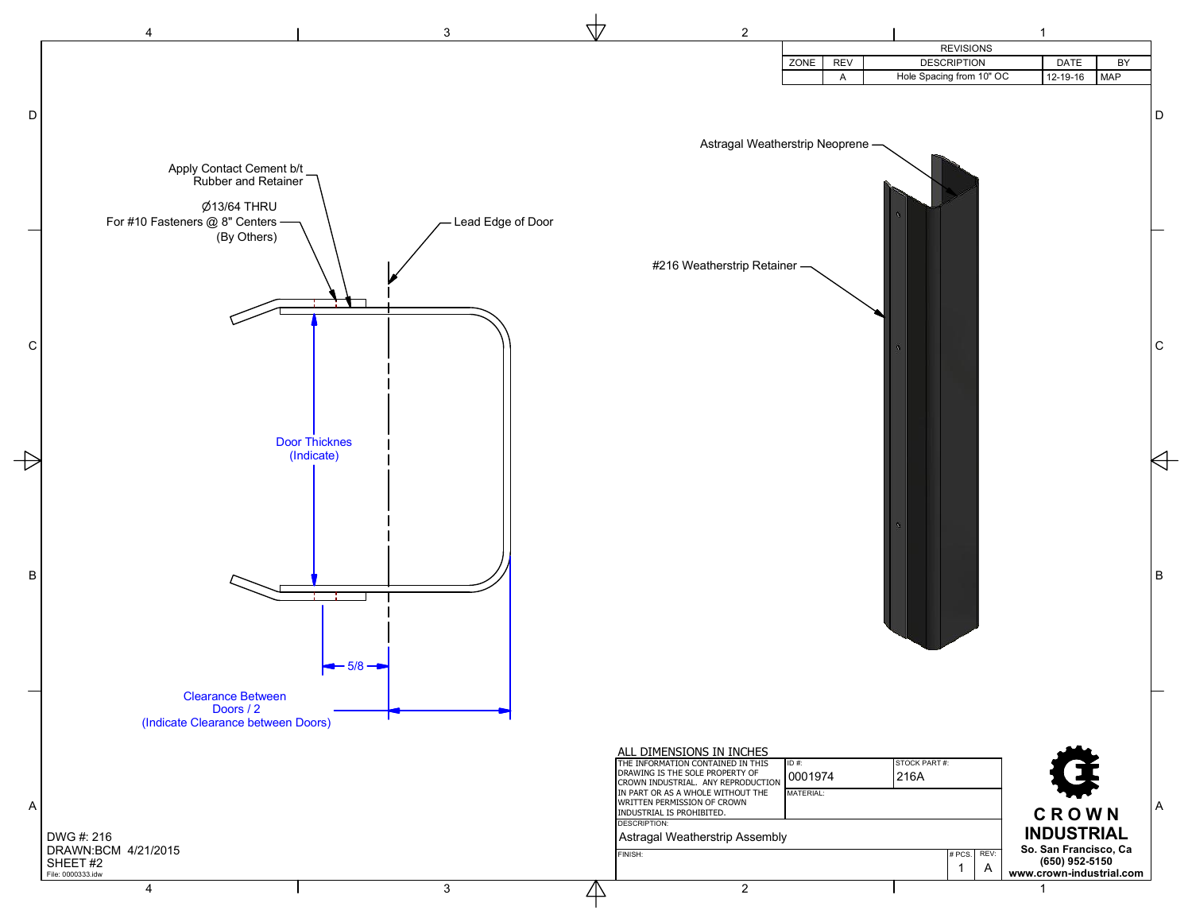| REVISIONS | | | | |
| --- | --- | --- | --- | --- |
| ZONE | REV | DESCRIPTION | DATE | BY |
| | A | Hole Spacing from 10" OC | 12-19-16 | MAP |

Apply Contact Cement b/t Rubber and Retainer

Ø13/64 THRU
For #10 Fasteners @ 8" Centers
(By Others)

Lead Edge of Door

Door Thicknes
(Indicate)

5/8

Clearance Between
Doors / 2
(Indicate Clearance between Doors)

Astragal Weatherstrip Neoprene

#216 Weatherstrip Retainer

ALL DIMENSIONS IN INCHES

| | | |
| --- | --- | --- |
| THE INFORMATION CONTAINED IN THIS DRAWING IS THE SOLE PROPERTY OF CROWN INDUSTRIAL. ANY REPRODUCTION IN PART OR AS A WHOLE WITHOUT THE WRITTEN PERMISSION OF CROWN INDUSTRIAL IS PROHIBITED. | ID #: 0001974 | STOCK PART #: 216A |
| | MATERIAL: | |
| DESCRIPTION: Astragal Weatherstrip Assembly | | |
| FINISH: | # PCS. 1 | REV: A |

**CROWN INDUSTRIAL**
**So. San Francisco, Ca**
**(650) 952-5150**
**www.crown-industrial.com**

DWG #: 216
DRAWN:BCM 4/21/2015
SHEET #2
File: 0000333.idw